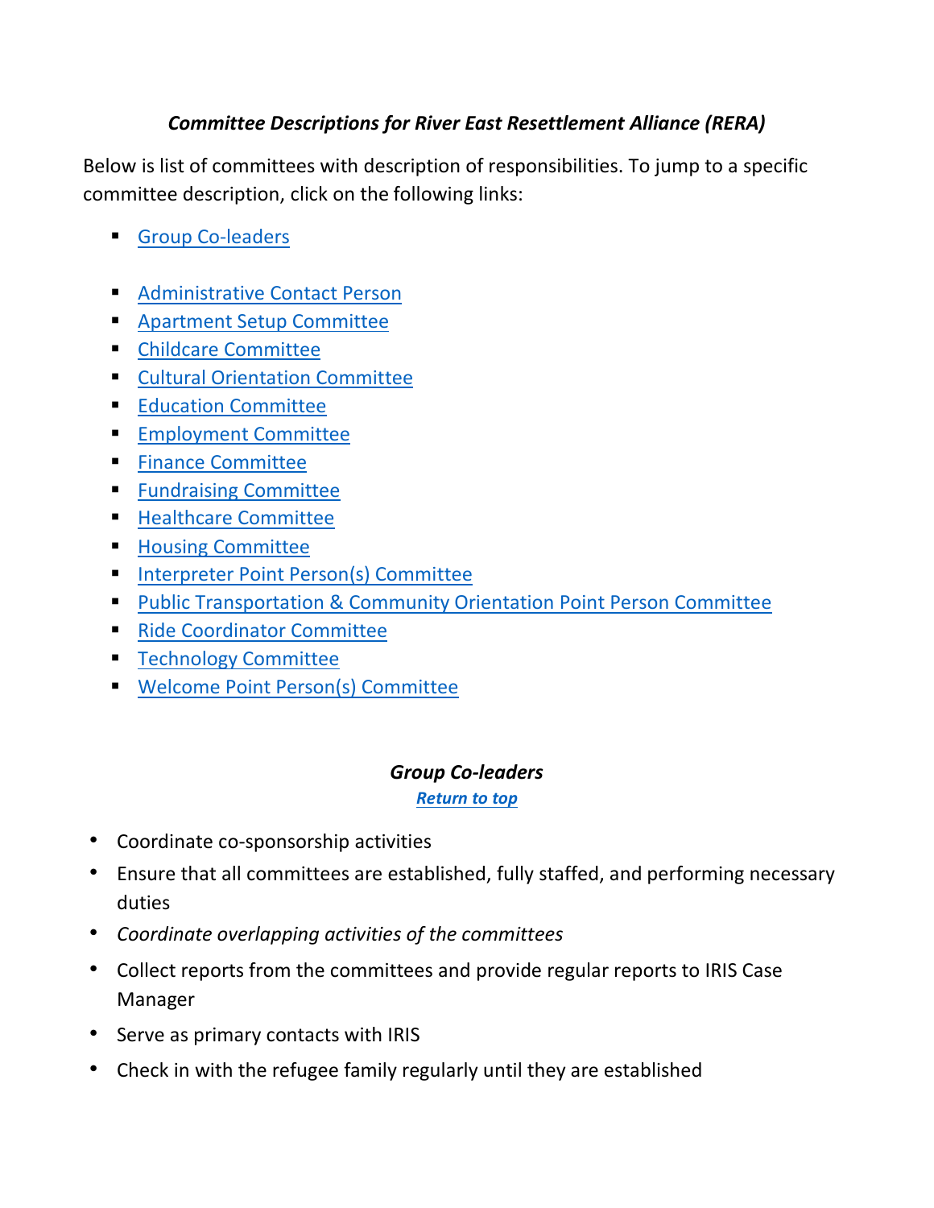***Committee Descriptions for River East Resettlement Alliance (RERA)***

Below is list of committees with description of responsibilities. To jump to a specific committee description, click on the following links:

- Group Co-leaders

- Administrative Contact Person
- Apartment Setup Committee
- Childcare Committee
- Cultural Orientation Committee
- Education Committee
- Employment Committee
- Finance Committee
- Fundraising Committee
- Healthcare Committee
- Housing Committee
- Interpreter Point Person(s) Committee
- Public Transportation & Community Orientation Point Person Committee
- Ride Coordinator Committee
- Technology Committee
- Welcome Point Person(s) Committee

## *Group Co-leaders*

***Return to top***

- Coordinate co-sponsorship activities
- Ensure that all committees are established, fully staffed, and performing necessary duties
- *Coordinate overlapping activities of the committees*
- Collect reports from the committees and provide regular reports to IRIS Case Manager
- Serve as primary contacts with IRIS
- Check in with the refugee family regularly until they are established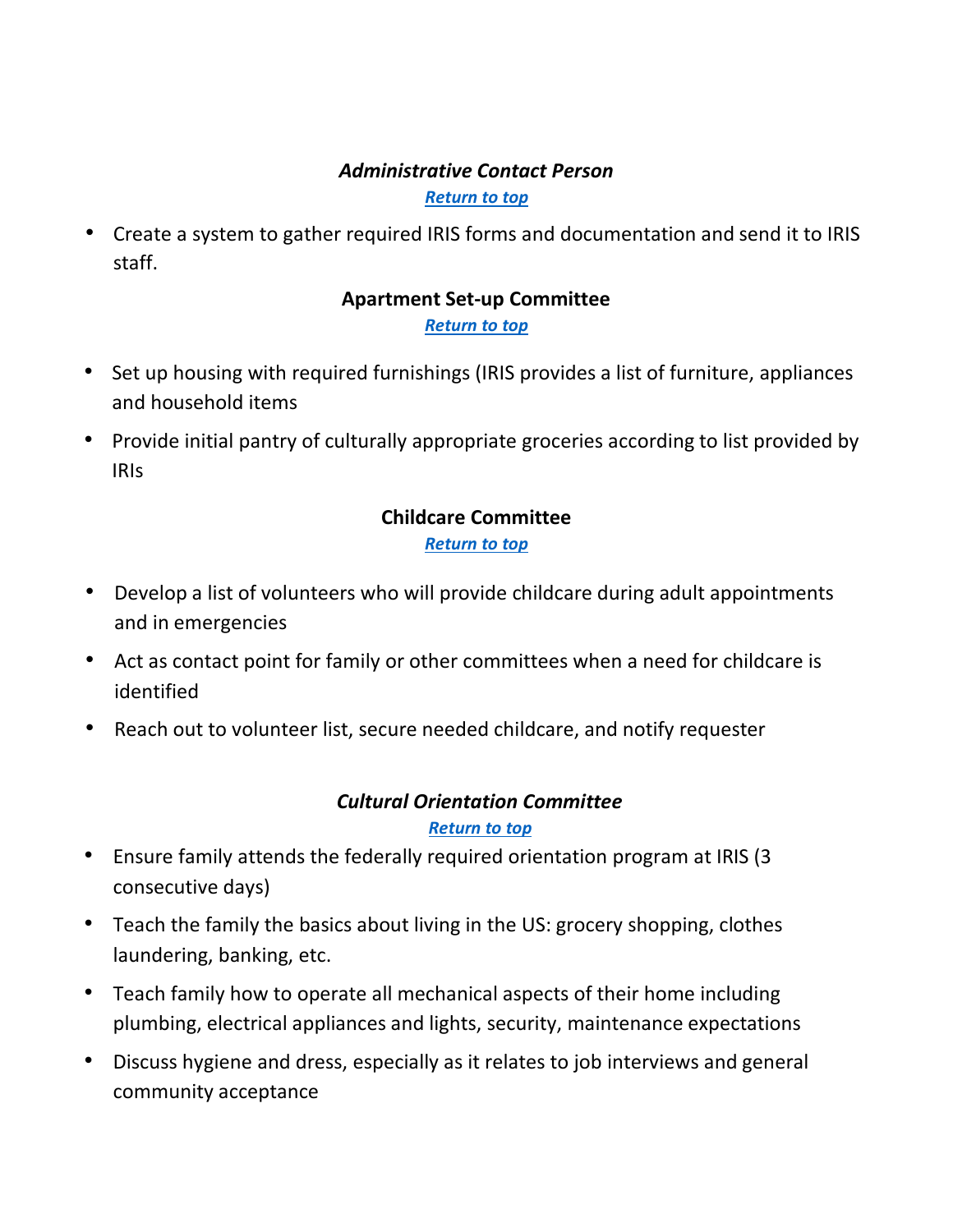### ***Administrative Contact Person***

***Return to top***

- Create a system to gather required IRIS forms and documentation and send it to IRIS staff.

### **Apartment Set-up Committee**

***Return to top***

- Set up housing with required furnishings (IRIS provides a list of furniture, appliances and household items
- Provide initial pantry of culturally appropriate groceries according to list provided by IRIs

### **Childcare Committee**

***Return to top***

- Develop a list of volunteers who will provide childcare during adult appointments and in emergencies
- Act as contact point for family or other committees when a need for childcare is identified
- Reach out to volunteer list, secure needed childcare, and notify requester

### ***Cultural Orientation Committee***

***Return to top***

- Ensure family attends the federally required orientation program at IRIS (3 consecutive days)
- Teach the family the basics about living in the US: grocery shopping, clothes laundering, banking, etc.
- Teach family how to operate all mechanical aspects of their home including plumbing, electrical appliances and lights, security, maintenance expectations
- Discuss hygiene and dress, especially as it relates to job interviews and general community acceptance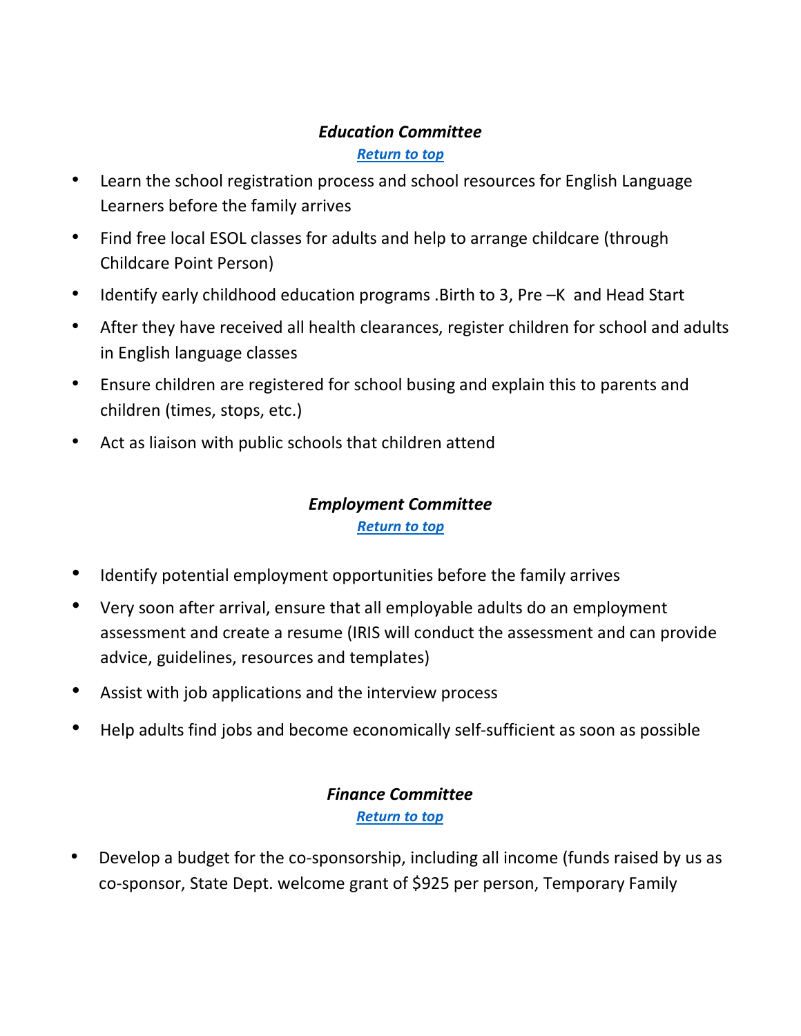### ***Education Committee***

***[Return to top](#)***

- Learn the school registration process and school resources for English Language Learners before the family arrives
- Find free local ESOL classes for adults and help to arrange childcare (through Childcare Point Person)
- Identify early childhood education programs .Birth to 3, Pre –K and Head Start
- After they have received all health clearances, register children for school and adults in English language classes
- Ensure children are registered for school busing and explain this to parents and children (times, stops, etc.)
- Act as liaison with public schools that children attend

### ***Employment Committee***

***[Return to top](#)***

- Identify potential employment opportunities before the family arrives
- Very soon after arrival, ensure that all employable adults do an employment assessment and create a resume (IRIS will conduct the assessment and can provide advice, guidelines, resources and templates)
- Assist with job applications and the interview process
- Help adults find jobs and become economically self-sufficient as soon as possible

### ***Finance Committee***

***[Return to top](#)***

- Develop a budget for the co-sponsorship, including all income (funds raised by us as co-sponsor, State Dept. welcome grant of $925 per person, Temporary Family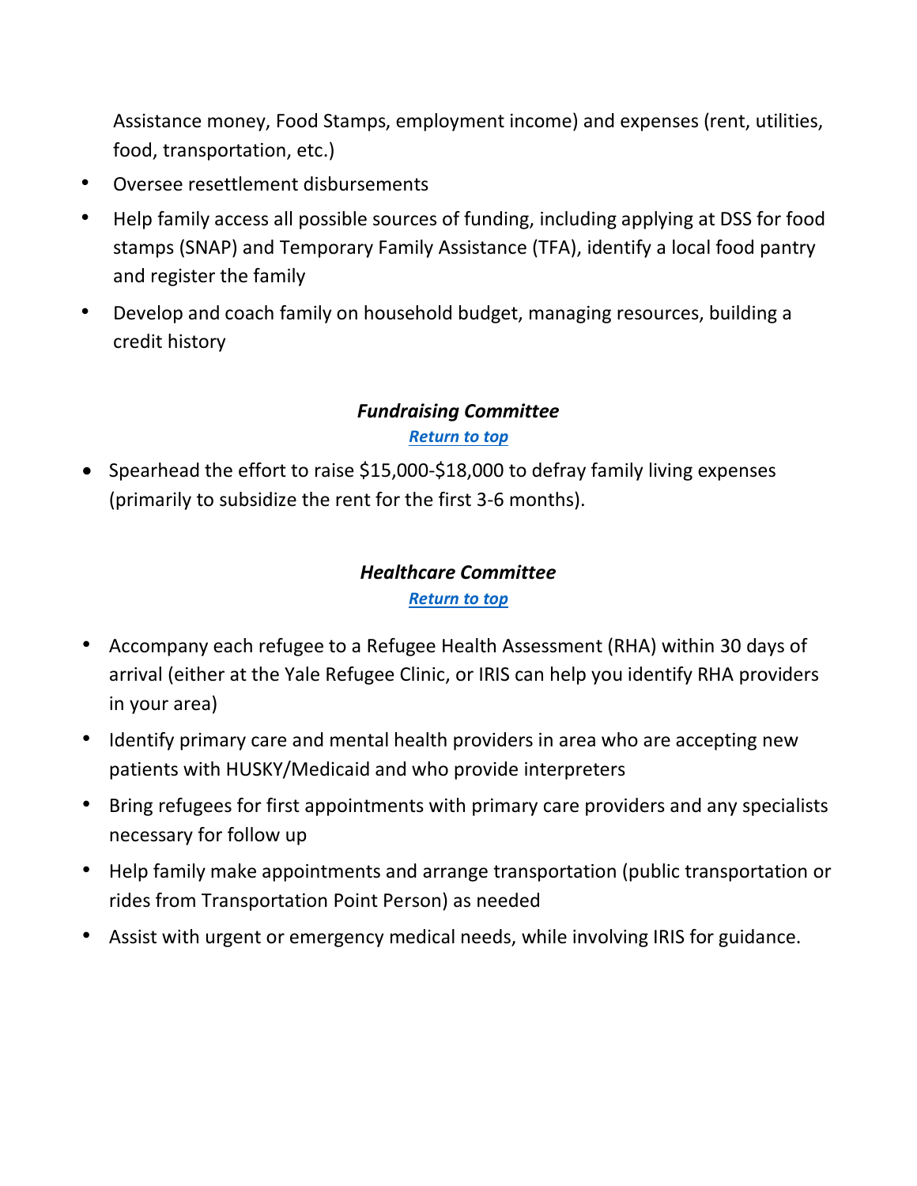Assistance money, Food Stamps, employment income) and expenses (rent, utilities, food, transportation, etc.)

- Oversee resettlement disbursements
- Help family access all possible sources of funding, including applying at DSS for food stamps (SNAP) and Temporary Family Assistance (TFA), identify a local food pantry and register the family
- Develop and coach family on household budget, managing resources, building a credit history

### ***Fundraising Committee***

***Return to top***

- Spearhead the effort to raise $15,000-$18,000 to defray family living expenses (primarily to subsidize the rent for the first 3-6 months).

### ***Healthcare Committee***

***Return to top***

- Accompany each refugee to a Refugee Health Assessment (RHA) within 30 days of arrival (either at the Yale Refugee Clinic, or IRIS can help you identify RHA providers in your area)
- Identify primary care and mental health providers in area who are accepting new patients with HUSKY/Medicaid and who provide interpreters
- Bring refugees for first appointments with primary care providers and any specialists necessary for follow up
- Help family make appointments and arrange transportation (public transportation or rides from Transportation Point Person) as needed
- Assist with urgent or emergency medical needs, while involving IRIS for guidance.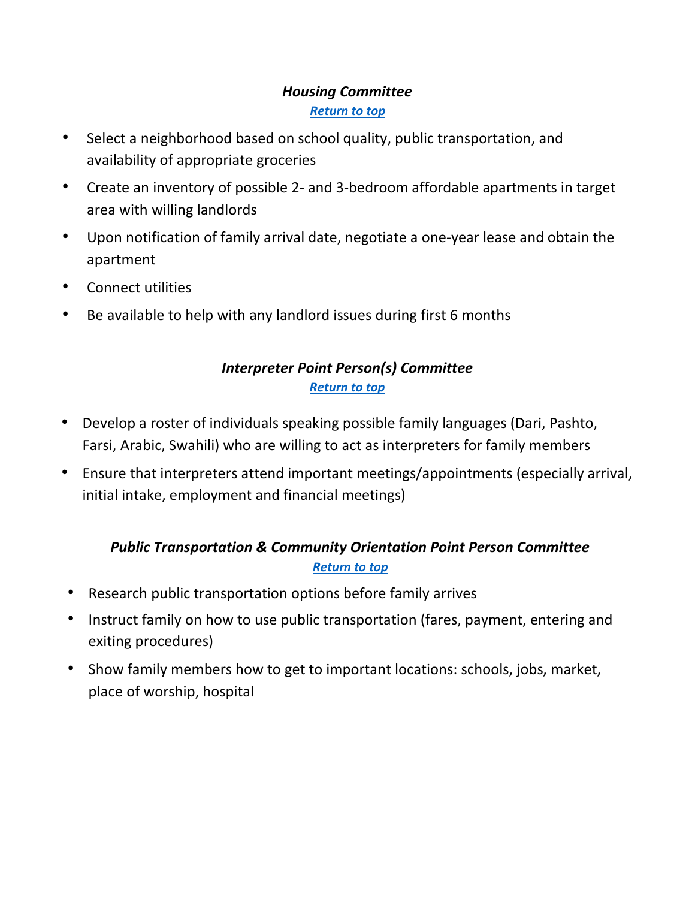### ***Housing Committee***

***[Return to top](#)***

- Select a neighborhood based on school quality, public transportation, and availability of appropriate groceries
- Create an inventory of possible 2- and 3-bedroom affordable apartments in target area with willing landlords
- Upon notification of family arrival date, negotiate a one-year lease and obtain the apartment
- Connect utilities
- Be available to help with any landlord issues during first 6 months

### ***Interpreter Point Person(s) Committee***

***[Return to top](#)***

- Develop a roster of individuals speaking possible family languages (Dari, Pashto, Farsi, Arabic, Swahili) who are willing to act as interpreters for family members
- Ensure that interpreters attend important meetings/appointments (especially arrival, initial intake, employment and financial meetings)

### ***Public Transportation & Community Orientation Point Person Committee***

***[Return to top](#)***

- Research public transportation options before family arrives
- Instruct family on how to use public transportation (fares, payment, entering and exiting procedures)
- Show family members how to get to important locations: schools, jobs, market, place of worship, hospital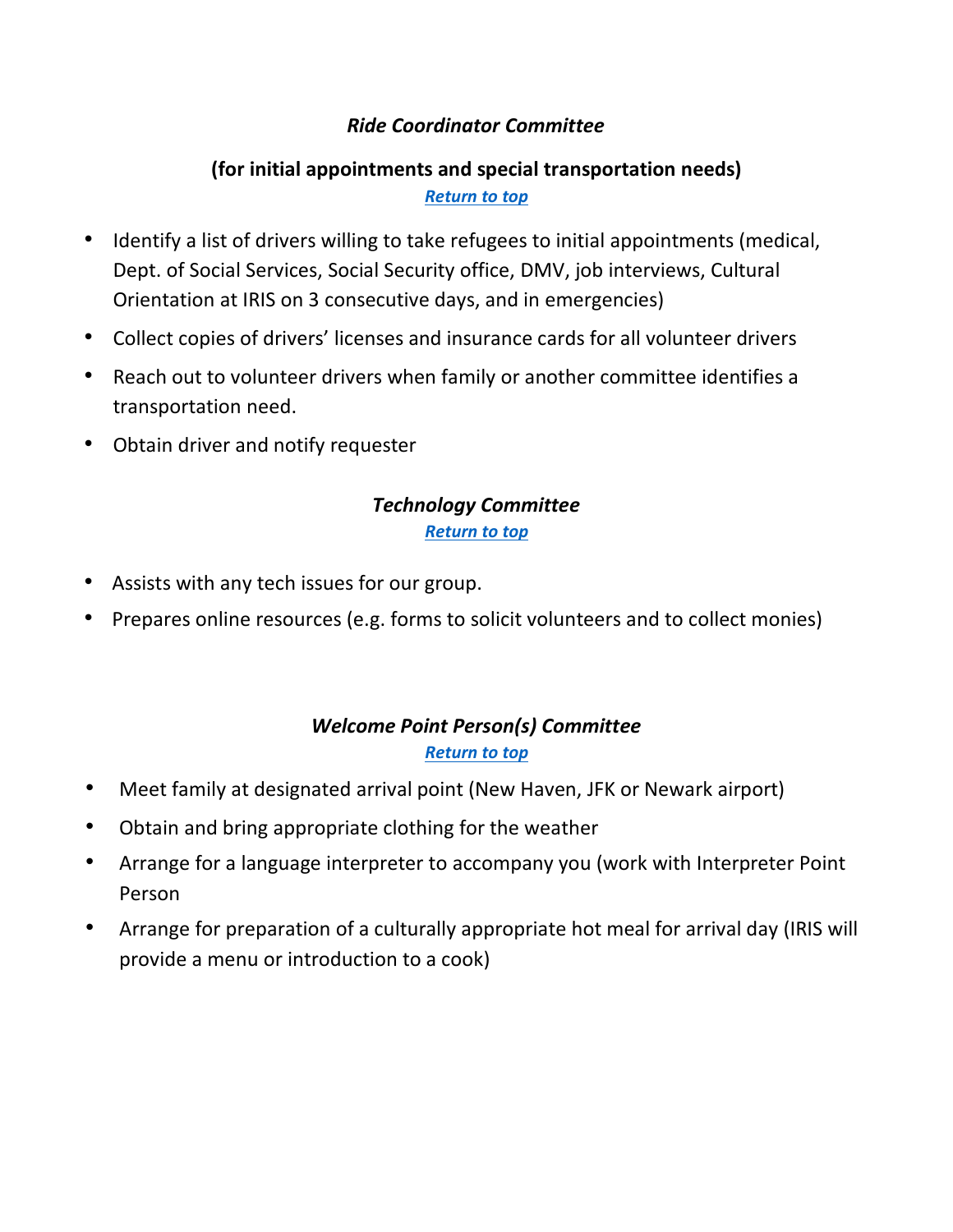### ***Ride Coordinator Committee***

### **(for initial appointments and special transportation needs)**

[***Return to top***]

- Identify a list of drivers willing to take refugees to initial appointments (medical, Dept. of Social Services, Social Security office, DMV, job interviews, Cultural Orientation at IRIS on 3 consecutive days, and in emergencies)
- Collect copies of drivers' licenses and insurance cards for all volunteer drivers
- Reach out to volunteer drivers when family or another committee identifies a transportation need.
- Obtain driver and notify requester

### ***Technology Committee***

[***Return to top***]

- Assists with any tech issues for our group.
- Prepares online resources (e.g. forms to solicit volunteers and to collect monies)

### ***Welcome Point Person(s) Committee***

[***Return to top***]

- Meet family at designated arrival point (New Haven, JFK or Newark airport)
- Obtain and bring appropriate clothing for the weather
- Arrange for a language interpreter to accompany you (work with Interpreter Point Person
- Arrange for preparation of a culturally appropriate hot meal for arrival day (IRIS will provide a menu or introduction to a cook)